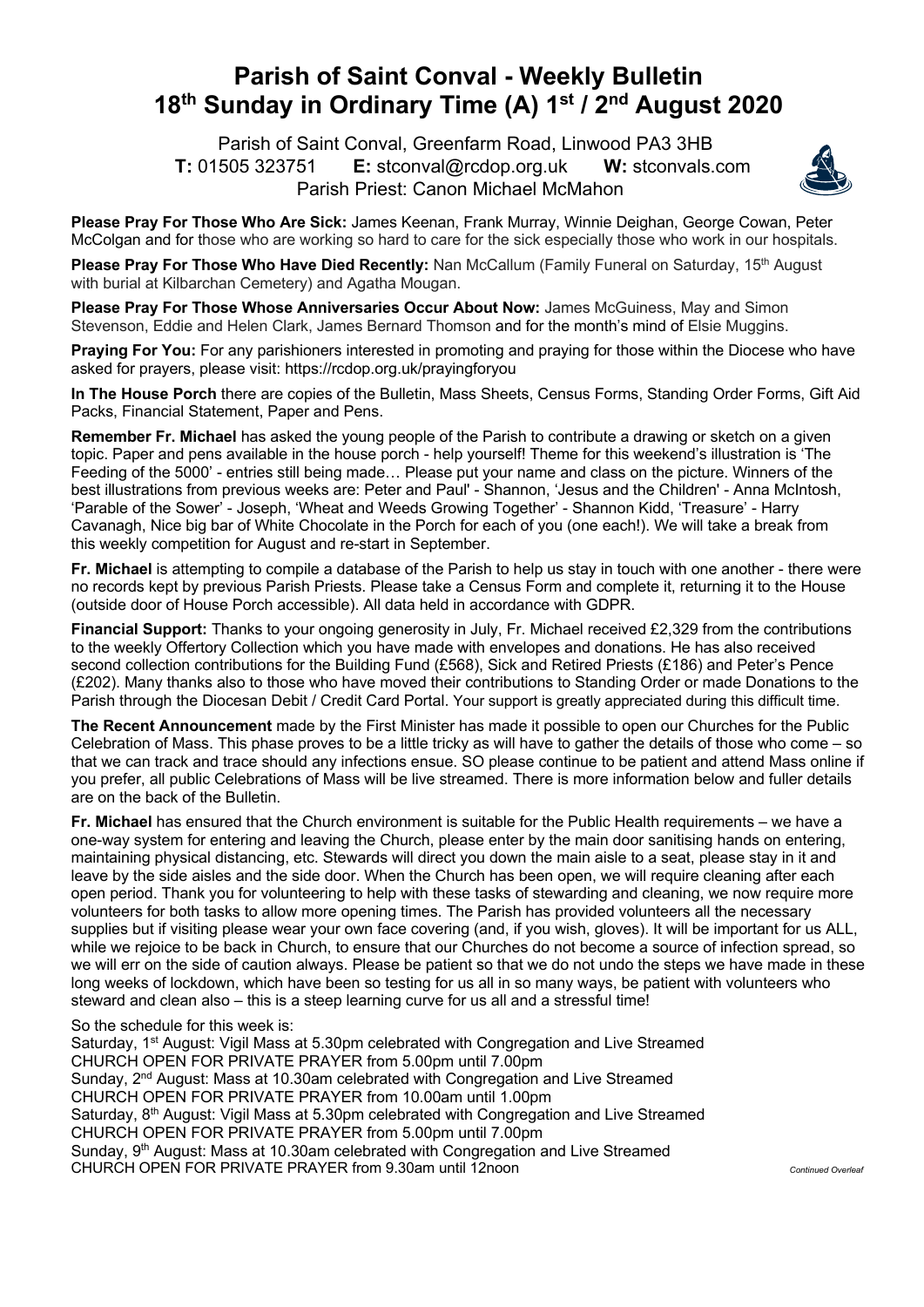# Parish of Saint Conval - Weekly Bulletin
## 18th Sunday in Ordinary Time (A) 1st / 2nd August 2020

Parish of Saint Conval, Greenfarm Road, Linwood PA3 3HB
**T:** 01505 323751 **E:** stconval@rcdop.org.uk **W:** stconvals.com
Parish Priest: Canon Michael McMahon

**Please Pray For Those Who Are Sick:** James Keenan, Frank Murray, Winnie Deighan, George Cowan, Peter McColgan and for those who are working so hard to care for the sick especially those who work in our hospitals.

**Please Pray For Those Who Have Died Recently:** Nan McCallum (Family Funeral on Saturday, 15th August with burial at Kilbarchan Cemetery) and Agatha Mougan.

**Please Pray For Those Whose Anniversaries Occur About Now:** James McGuiness, May and Simon Stevenson, Eddie and Helen Clark, James Bernard Thomson and for the month's mind of Elsie Muggins.

**Praying For You:** For any parishioners interested in promoting and praying for those within the Diocese who have asked for prayers, please visit: https://rcdop.org.uk/prayingforyou

**In The House Porch** there are copies of the Bulletin, Mass Sheets, Census Forms, Standing Order Forms, Gift Aid Packs, Financial Statement, Paper and Pens.

**Remember Fr. Michael** has asked the young people of the Parish to contribute a drawing or sketch on a given topic. Paper and pens available in the house porch - help yourself! Theme for this weekend's illustration is 'The Feeding of the 5000' - entries still being made… Please put your name and class on the picture. Winners of the best illustrations from previous weeks are: Peter and Paul' - Shannon, 'Jesus and the Children' - Anna McIntosh, 'Parable of the Sower' - Joseph, 'Wheat and Weeds Growing Together' - Shannon Kidd, 'Treasure' - Harry Cavanagh, Nice big bar of White Chocolate in the Porch for each of you (one each!). We will take a break from this weekly competition for August and re-start in September.

**Fr. Michael** is attempting to compile a database of the Parish to help us stay in touch with one another - there were no records kept by previous Parish Priests. Please take a Census Form and complete it, returning it to the House (outside door of House Porch accessible). All data held in accordance with GDPR.

**Financial Support:** Thanks to your ongoing generosity in July, Fr. Michael received £2,329 from the contributions to the weekly Offertory Collection which you have made with envelopes and donations. He has also received second collection contributions for the Building Fund (£568), Sick and Retired Priests (£186) and Peter's Pence (£202). Many thanks also to those who have moved their contributions to Standing Order or made Donations to the Parish through the Diocesan Debit / Credit Card Portal. Your support is greatly appreciated during this difficult time.

**The Recent Announcement** made by the First Minister has made it possible to open our Churches for the Public Celebration of Mass. This phase proves to be a little tricky as will have to gather the details of those who come – so that we can track and trace should any infections ensue. SO please continue to be patient and attend Mass online if you prefer, all public Celebrations of Mass will be live streamed. There is more information below and fuller details are on the back of the Bulletin.

**Fr. Michael** has ensured that the Church environment is suitable for the Public Health requirements – we have a one-way system for entering and leaving the Church, please enter by the main door sanitising hands on entering, maintaining physical distancing, etc. Stewards will direct you down the main aisle to a seat, please stay in it and leave by the side aisles and the side door. When the Church has been open, we will require cleaning after each open period. Thank you for volunteering to help with these tasks of stewarding and cleaning, we now require more volunteers for both tasks to allow more opening times. The Parish has provided volunteers all the necessary supplies but if visiting please wear your own face covering (and, if you wish, gloves). It will be important for us ALL, while we rejoice to be back in Church, to ensure that our Churches do not become a source of infection spread, so we will err on the side of caution always. Please be patient so that we do not undo the steps we have made in these long weeks of lockdown, which have been so testing for us all in so many ways, be patient with volunteers who steward and clean also – this is a steep learning curve for us all and a stressful time!

So the schedule for this week is:
Saturday, 1st August: Vigil Mass at 5.30pm celebrated with Congregation and Live Streamed
CHURCH OPEN FOR PRIVATE PRAYER from 5.00pm until 7.00pm
Sunday, 2nd August: Mass at 10.30am celebrated with Congregation and Live Streamed
CHURCH OPEN FOR PRIVATE PRAYER from 10.00am until 1.00pm
Saturday, 8th August: Vigil Mass at 5.30pm celebrated with Congregation and Live Streamed
CHURCH OPEN FOR PRIVATE PRAYER from 5.00pm until 7.00pm
Sunday, 9th August: Mass at 10.30am celebrated with Congregation and Live Streamed
CHURCH OPEN FOR PRIVATE PRAYER from 9.30am until 12noon

*Continued Overleaf*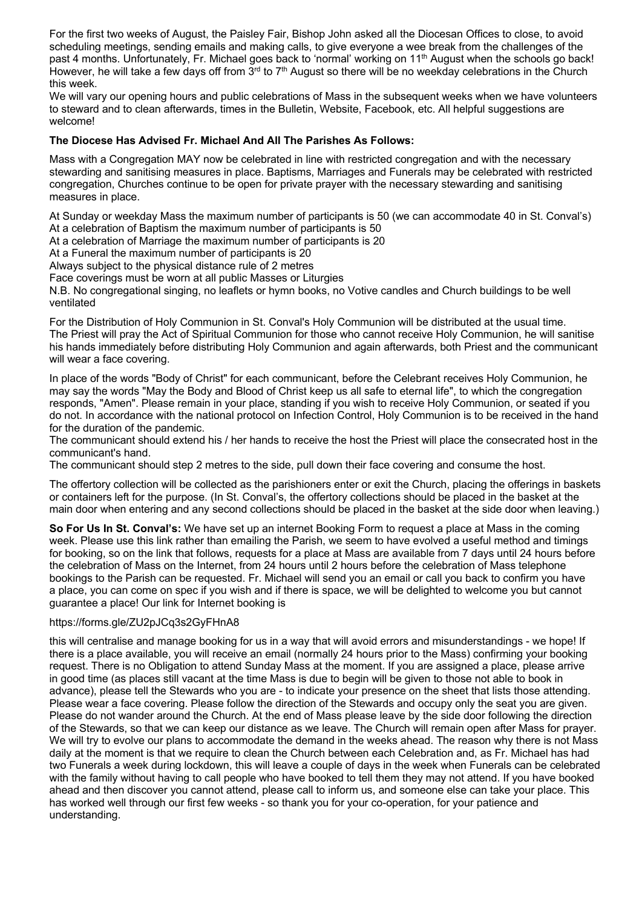For the first two weeks of August, the Paisley Fair, Bishop John asked all the Diocesan Offices to close, to avoid scheduling meetings, sending emails and making calls, to give everyone a wee break from the challenges of the past 4 months. Unfortunately, Fr. Michael goes back to 'normal' working on 11th August when the schools go back! However, he will take a few days off from 3rd to 7th August so there will be no weekday celebrations in the Church this week.

We will vary our opening hours and public celebrations of Mass in the subsequent weeks when we have volunteers to steward and to clean afterwards, times in the Bulletin, Website, Facebook, etc. All helpful suggestions are welcome!

**The Diocese Has Advised Fr. Michael And All The Parishes As Follows:**

Mass with a Congregation MAY now be celebrated in line with restricted congregation and with the necessary stewarding and sanitising measures in place. Baptisms, Marriages and Funerals may be celebrated with restricted congregation, Churches continue to be open for private prayer with the necessary stewarding and sanitising measures in place.

At Sunday or weekday Mass the maximum number of participants is 50 (we can accommodate 40 in St. Conval's)
At a celebration of Baptism the maximum number of participants is 50
At a celebration of Marriage the maximum number of participants is 20
At a Funeral the maximum number of participants is 20
Always subject to the physical distance rule of 2 metres
Face coverings must be worn at all public Masses or Liturgies
N.B. No congregational singing, no leaflets or hymn books, no Votive candles and Church buildings to be well ventilated

For the Distribution of Holy Communion in St. Conval's Holy Communion will be distributed at the usual time.
The Priest will pray the Act of Spiritual Communion for those who cannot receive Holy Communion, he will sanitise his hands immediately before distributing Holy Communion and again afterwards, both Priest and the communicant will wear a face covering.

In place of the words "Body of Christ" for each communicant, before the Celebrant receives Holy Communion, he may say the words "May the Body and Blood of Christ keep us all safe to eternal life", to which the congregation responds, "Amen". Please remain in your place, standing if you wish to receive Holy Communion, or seated if you do not. In accordance with the national protocol on Infection Control, Holy Communion is to be received in the hand for the duration of the pandemic.
The communicant should extend his / her hands to receive the host the Priest will place the consecrated host in the communicant's hand.
The communicant should step 2 metres to the side, pull down their face covering and consume the host.

The offertory collection will be collected as the parishioners enter or exit the Church, placing the offerings in baskets or containers left for the purpose. (In St. Conval's, the offertory collections should be placed in the basket at the main door when entering and any second collections should be placed in the basket at the side door when leaving.)

**So For Us In St. Conval's:** We have set up an internet Booking Form to request a place at Mass in the coming week. Please use this link rather than emailing the Parish, we seem to have evolved a useful method and timings for booking, so on the link that follows, requests for a place at Mass are available from 7 days until 24 hours before the celebration of Mass on the Internet, from 24 hours until 2 hours before the celebration of Mass telephone bookings to the Parish can be requested. Fr. Michael will send you an email or call you back to confirm you have a place, you can come on spec if you wish and if there is space, we will be delighted to welcome you but cannot guarantee a place! Our link for Internet booking is

https://forms.gle/ZU2pJCq3s2GyFHnA8

this will centralise and manage booking for us in a way that will avoid errors and misunderstandings - we hope! If there is a place available, you will receive an email (normally 24 hours prior to the Mass) confirming your booking request. There is no Obligation to attend Sunday Mass at the moment. If you are assigned a place, please arrive in good time (as places still vacant at the time Mass is due to begin will be given to those not able to book in advance), please tell the Stewards who you are - to indicate your presence on the sheet that lists those attending. Please wear a face covering. Please follow the direction of the Stewards and occupy only the seat you are given. Please do not wander around the Church. At the end of Mass please leave by the side door following the direction of the Stewards, so that we can keep our distance as we leave. The Church will remain open after Mass for prayer. We will try to evolve our plans to accommodate the demand in the weeks ahead. The reason why there is not Mass daily at the moment is that we require to clean the Church between each Celebration and, as Fr. Michael has had two Funerals a week during lockdown, this will leave a couple of days in the week when Funerals can be celebrated with the family without having to call people who have booked to tell them they may not attend. If you have booked ahead and then discover you cannot attend, please call to inform us, and someone else can take your place. This has worked well through our first few weeks - so thank you for your co-operation, for your patience and understanding.